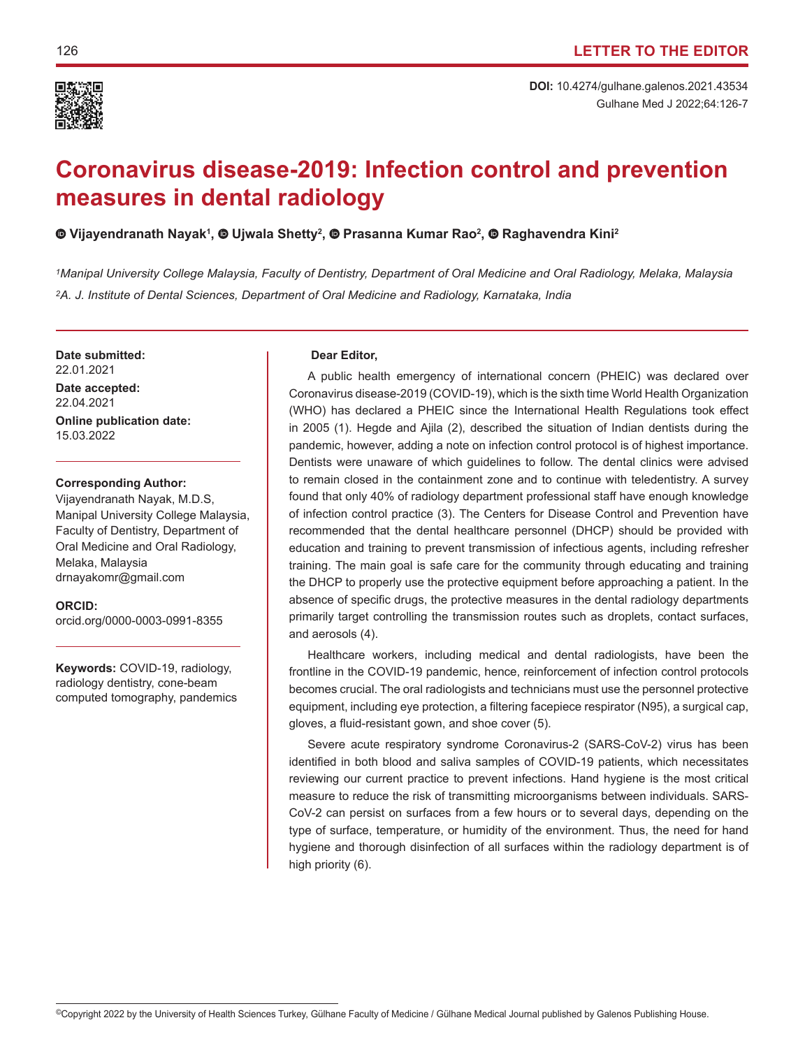LETTER TO THE EDITOR

**DOI:** 10.4274/gulhane.galenos.2021.43534

# Coronavirus disease-2019: Infection control and prevention measures in dental radiology

Vijayendranath Nayak[1], Ujwala Shetty[2], Prasanna Kumar Rao[2], Raghavendra Kini[2]

*[1]Manipal University College Malaysia, Faculty of Dentistry, Department of Oral Medicine and Oral Radiology, Melaka, Malaysia*

*[2]A. J. Institute of Dental Sciences, Department of Oral Medicine and Radiology, Karnataka, India*

**Date submitted:**
22.01.2021

**Date accepted:**
22.04.2021

**Online publication date:**
15.03.2022

**Corresponding Author:**
Vijayendranath Nayak, M.D.S,
Manipal University College Malaysia,
Faculty of Dentistry, Department of
Oral Medicine and Oral Radiology,
Melaka, Malaysia
drnayakomr@gmail.com

**ORCID:**
orcid.org/0000-0003-0991-8355

**Keywords:** COVID-19, radiology, radiology dentistry, cone-beam computed tomography, pandemics

**Dear Editor,**

A public health emergency of international concern (PHEIC) was declared over Coronavirus disease-2019 (COVID-19), which is the sixth time World Health Organization (WHO) has declared a PHEIC since the International Health Regulations took effect in 2005 (1). Hegde and Ajila (2), described the situation of Indian dentists during the pandemic, however, adding a note on infection control protocol is of highest importance. Dentists were unaware of which guidelines to follow. The dental clinics were advised to remain closed in the containment zone and to continue with teledentistry. A survey found that only 40% of radiology department professional staff have enough knowledge of infection control practice (3). The Centers for Disease Control and Prevention have recommended that the dental healthcare personnel (DHCP) should be provided with education and training to prevent transmission of infectious agents, including refresher training. The main goal is safe care for the community through educating and training the DHCP to properly use the protective equipment before approaching a patient. In the absence of specific drugs, the protective measures in the dental radiology departments primarily target controlling the transmission routes such as droplets, contact surfaces, and aerosols (4).

Healthcare workers, including medical and dental radiologists, have been the frontline in the COVID-19 pandemic, hence, reinforcement of infection control protocols becomes crucial. The oral radiologists and technicians must use the personnel protective equipment, including eye protection, a filtering facepiece respirator (N95), a surgical cap, gloves, a fluid-resistant gown, and shoe cover (5).

Severe acute respiratory syndrome Coronavirus-2 (SARS-CoV-2) virus has been identified in both blood and saliva samples of COVID-19 patients, which necessitates reviewing our current practice to prevent infections. Hand hygiene is the most critical measure to reduce the risk of transmitting microorganisms between individuals. SARS-CoV-2 can persist on surfaces from a few hours or to several days, depending on the type of surface, temperature, or humidity of the environment. Thus, the need for hand hygiene and thorough disinfection of all surfaces within the radiology department is of high priority (6).

©Copyright 2022 by the University of Health Sciences Turkey, Gülhane Faculty of Medicine / Gülhane Medical Journal published by Galenos Publishing House.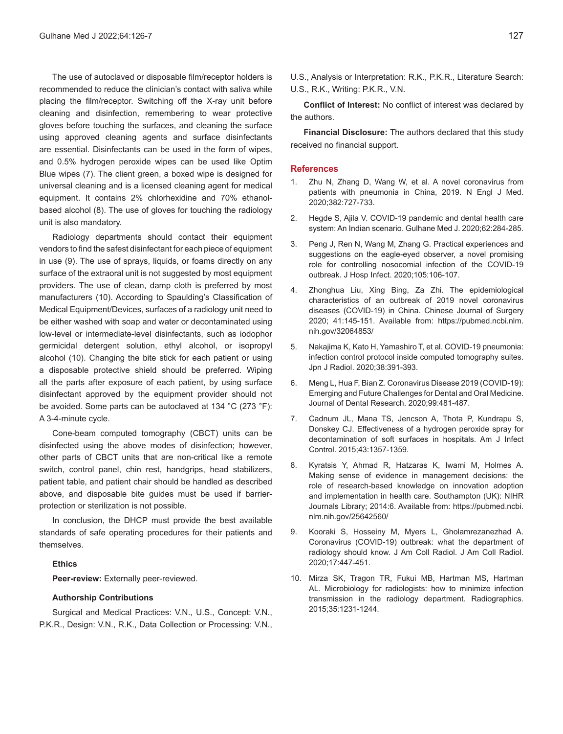The use of autoclaved or disposable film/receptor holders is recommended to reduce the clinician's contact with saliva while placing the film/receptor. Switching off the X-ray unit before cleaning and disinfection, remembering to wear protective gloves before touching the surfaces, and cleaning the surface using approved cleaning agents and surface disinfectants are essential. Disinfectants can be used in the form of wipes, and 0.5% hydrogen peroxide wipes can be used like Optim Blue wipes (7). The client green, a boxed wipe is designed for universal cleaning and is a licensed cleaning agent for medical equipment. It contains 2% chlorhexidine and 70% ethanol-based alcohol (8). The use of gloves for touching the radiology unit is also mandatory.

Radiology departments should contact their equipment vendors to find the safest disinfectant for each piece of equipment in use (9). The use of sprays, liquids, or foams directly on any surface of the extraoral unit is not suggested by most equipment providers. The use of clean, damp cloth is preferred by most manufacturers (10). According to Spaulding's Classification of Medical Equipment/Devices, surfaces of a radiology unit need to be either washed with soap and water or decontaminated using low-level or intermediate-level disinfectants, such as iodophor germicidal detergent solution, ethyl alcohol, or isopropyl alcohol (10). Changing the bite stick for each patient or using a disposable protective shield should be preferred. Wiping all the parts after exposure of each patient, by using surface disinfectant approved by the equipment provider should not be avoided. Some parts can be autoclaved at 134 °C (273 °F): A 3-4-minute cycle.

Cone-beam computed tomography (CBCT) units can be disinfected using the above modes of disinfection; however, other parts of CBCT units that are non-critical like a remote switch, control panel, chin rest, handgrips, head stabilizers, patient table, and patient chair should be handled as described above, and disposable bite guides must be used if barrier-protection or sterilization is not possible.

In conclusion, the DHCP must provide the best available standards of safe operating procedures for their patients and themselves.

### Ethics

**Peer-review:** Externally peer-reviewed.

### Authorship Contributions

Surgical and Medical Practices: V.N., U.S., Concept: V.N., P.K.R., Design: V.N., R.K., Data Collection or Processing: V.N., U.S., Analysis or Interpretation: R.K., P.K.R., Literature Search: U.S., R.K., Writing: P.K.R., V.N.

**Conflict of Interest:** No conflict of interest was declared by the authors.

**Financial Disclosure:** The authors declared that this study received no financial support.

## References

1. Zhu N, Zhang D, Wang W, et al. A novel coronavirus from patients with pneumonia in China, 2019. N Engl J Med. 2020;382:727-733.
2. Hegde S, Ajila V. COVID-19 pandemic and dental health care system: An Indian scenario. Gulhane Med J. 2020;62:284-285.
3. Peng J, Ren N, Wang M, Zhang G. Practical experiences and suggestions on the eagle-eyed observer, a novel promising role for controlling nosocomial infection of the COVID-19 outbreak. J Hosp Infect. 2020;105:106-107.
4. Zhonghua Liu, Xing Bing, Za Zhi. The epidemiological characteristics of an outbreak of 2019 novel coronavirus diseases (COVID-19) in China. Chinese Journal of Surgery 2020; 41:145-151. Available from: https://pubmed.ncbi.nlm.nih.gov/32064853/
5. Nakajima K, Kato H, Yamashiro T, et al. COVID-19 pneumonia: infection control protocol inside computed tomography suites. Jpn J Radiol. 2020;38:391-393.
6. Meng L, Hua F, Bian Z. Coronavirus Disease 2019 (COVID-19): Emerging and Future Challenges for Dental and Oral Medicine. Journal of Dental Research. 2020;99:481-487.
7. Cadnum JL, Mana TS, Jencson A, Thota P, Kundrapu S, Donskey CJ. Effectiveness of a hydrogen peroxide spray for decontamination of soft surfaces in hospitals. Am J Infect Control. 2015;43:1357-1359.
8. Kyratsis Y, Ahmad R, Hatzaras K, Iwami M, Holmes A. Making sense of evidence in management decisions: the role of research-based knowledge on innovation adoption and implementation in health care. Southampton (UK): NIHR Journals Library; 2014:6. Available from: https://pubmed.ncbi.nlm.nih.gov/25642560/
9. Kooraki S, Hosseiny M, Myers L, Gholamrezanezhad A. Coronavirus (COVID-19) outbreak: what the department of radiology should know. J Am Coll Radiol. J Am Coll Radiol. 2020;17:447-451.
10. Mirza SK, Tragon TR, Fukui MB, Hartman MS, Hartman AL. Microbiology for radiologists: how to minimize infection transmission in the radiology department. Radiographics. 2015;35:1231-1244.